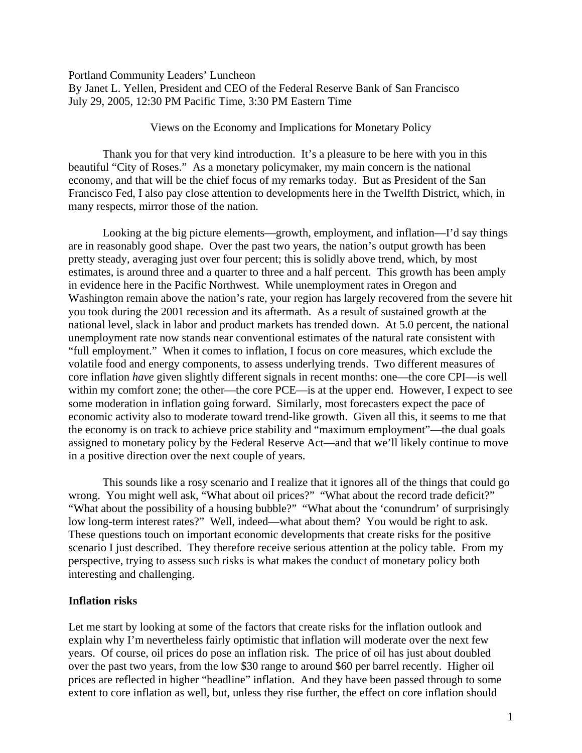Portland Community Leaders' Luncheon
By Janet L. Yellen, President and CEO of the Federal Reserve Bank of San Francisco
July 29, 2005, 12:30 PM Pacific Time, 3:30 PM Eastern Time

Views on the Economy and Implications for Monetary Policy

Thank you for that very kind introduction. It's a pleasure to be here with you in this beautiful "City of Roses." As a monetary policymaker, my main concern is the national economy, and that will be the chief focus of my remarks today. But as President of the San Francisco Fed, I also pay close attention to developments here in the Twelfth District, which, in many respects, mirror those of the nation.

Looking at the big picture elements—growth, employment, and inflation—I'd say things are in reasonably good shape. Over the past two years, the nation's output growth has been pretty steady, averaging just over four percent; this is solidly above trend, which, by most estimates, is around three and a quarter to three and a half percent. This growth has been amply in evidence here in the Pacific Northwest. While unemployment rates in Oregon and Washington remain above the nation's rate, your region has largely recovered from the severe hit you took during the 2001 recession and its aftermath. As a result of sustained growth at the national level, slack in labor and product markets has trended down. At 5.0 percent, the national unemployment rate now stands near conventional estimates of the natural rate consistent with "full employment." When it comes to inflation, I focus on core measures, which exclude the volatile food and energy components, to assess underlying trends. Two different measures of core inflation *have* given slightly different signals in recent months: one—the core CPI—is well within my comfort zone; the other—the core PCE—is at the upper end. However, I expect to see some moderation in inflation going forward. Similarly, most forecasters expect the pace of economic activity also to moderate toward trend-like growth. Given all this, it seems to me that the economy is on track to achieve price stability and "maximum employment"—the dual goals assigned to monetary policy by the Federal Reserve Act—and that we'll likely continue to move in a positive direction over the next couple of years.

This sounds like a rosy scenario and I realize that it ignores all of the things that could go wrong. You might well ask, "What about oil prices?" "What about the record trade deficit?" "What about the possibility of a housing bubble?" "What about the 'conundrum' of surprisingly low long-term interest rates?" Well, indeed—what about them? You would be right to ask. These questions touch on important economic developments that create risks for the positive scenario I just described. They therefore receive serious attention at the policy table. From my perspective, trying to assess such risks is what makes the conduct of monetary policy both interesting and challenging.

**Inflation risks**

Let me start by looking at some of the factors that create risks for the inflation outlook and explain why I'm nevertheless fairly optimistic that inflation will moderate over the next few years. Of course, oil prices do pose an inflation risk. The price of oil has just about doubled over the past two years, from the low $30 range to around $60 per barrel recently. Higher oil prices are reflected in higher "headline" inflation. And they have been passed through to some extent to core inflation as well, but, unless they rise further, the effect on core inflation should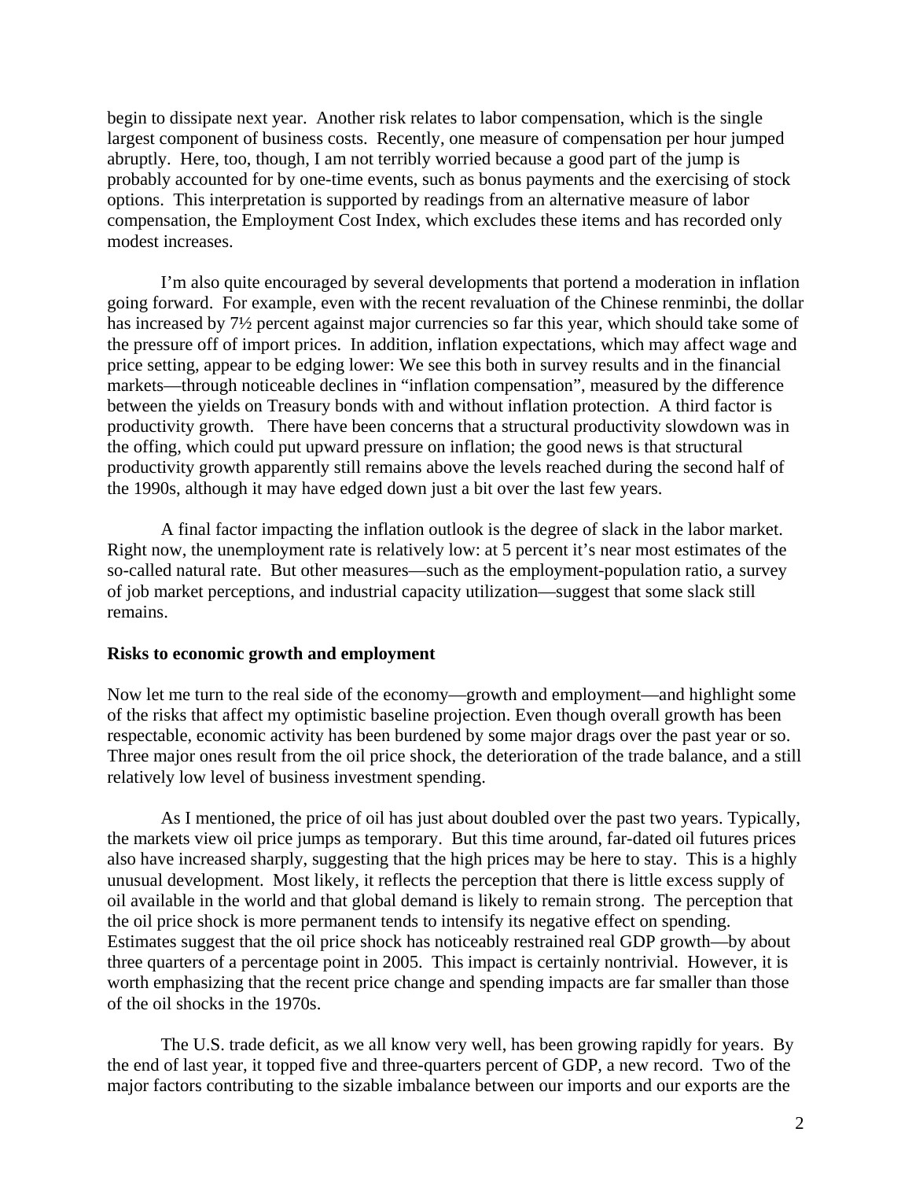begin to dissipate next year. Another risk relates to labor compensation, which is the single largest component of business costs. Recently, one measure of compensation per hour jumped abruptly. Here, too, though, I am not terribly worried because a good part of the jump is probably accounted for by one-time events, such as bonus payments and the exercising of stock options. This interpretation is supported by readings from an alternative measure of labor compensation, the Employment Cost Index, which excludes these items and has recorded only modest increases.

I'm also quite encouraged by several developments that portend a moderation in inflation going forward. For example, even with the recent revaluation of the Chinese renminbi, the dollar has increased by 7½ percent against major currencies so far this year, which should take some of the pressure off of import prices. In addition, inflation expectations, which may affect wage and price setting, appear to be edging lower: We see this both in survey results and in the financial markets—through noticeable declines in "inflation compensation", measured by the difference between the yields on Treasury bonds with and without inflation protection. A third factor is productivity growth. There have been concerns that a structural productivity slowdown was in the offing, which could put upward pressure on inflation; the good news is that structural productivity growth apparently still remains above the levels reached during the second half of the 1990s, although it may have edged down just a bit over the last few years.

A final factor impacting the inflation outlook is the degree of slack in the labor market. Right now, the unemployment rate is relatively low: at 5 percent it's near most estimates of the so-called natural rate. But other measures—such as the employment-population ratio, a survey of job market perceptions, and industrial capacity utilization—suggest that some slack still remains.

**Risks to economic growth and employment**

Now let me turn to the real side of the economy—growth and employment—and highlight some of the risks that affect my optimistic baseline projection. Even though overall growth has been respectable, economic activity has been burdened by some major drags over the past year or so. Three major ones result from the oil price shock, the deterioration of the trade balance, and a still relatively low level of business investment spending.

As I mentioned, the price of oil has just about doubled over the past two years. Typically, the markets view oil price jumps as temporary. But this time around, far-dated oil futures prices also have increased sharply, suggesting that the high prices may be here to stay. This is a highly unusual development. Most likely, it reflects the perception that there is little excess supply of oil available in the world and that global demand is likely to remain strong. The perception that the oil price shock is more permanent tends to intensify its negative effect on spending. Estimates suggest that the oil price shock has noticeably restrained real GDP growth—by about three quarters of a percentage point in 2005. This impact is certainly nontrivial. However, it is worth emphasizing that the recent price change and spending impacts are far smaller than those of the oil shocks in the 1970s.

The U.S. trade deficit, as we all know very well, has been growing rapidly for years. By the end of last year, it topped five and three-quarters percent of GDP, a new record. Two of the major factors contributing to the sizable imbalance between our imports and our exports are the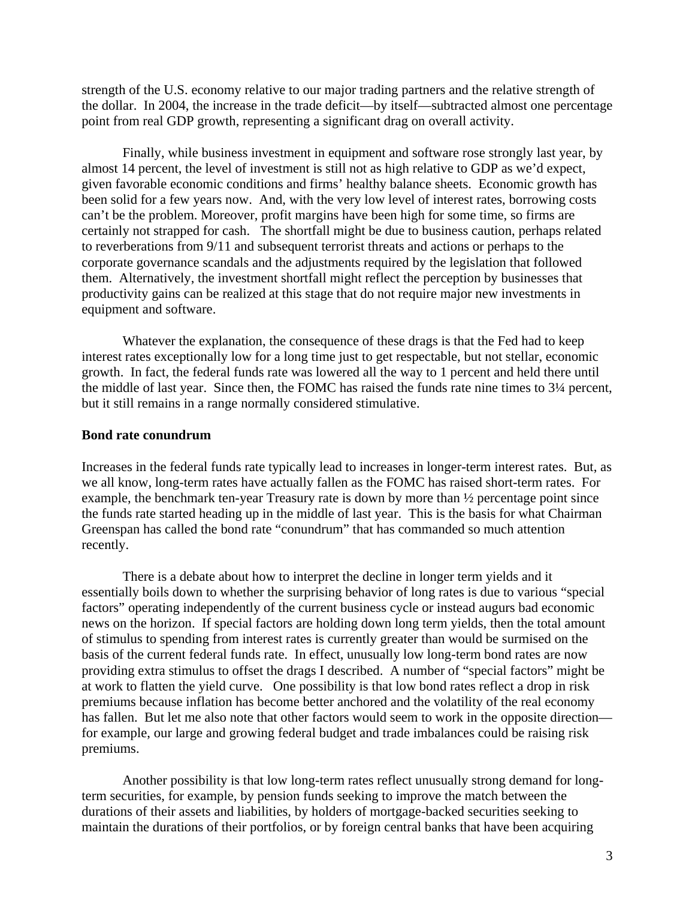strength of the U.S. economy relative to our major trading partners and the relative strength of the dollar. In 2004, the increase in the trade deficit—by itself—subtracted almost one percentage point from real GDP growth, representing a significant drag on overall activity.

Finally, while business investment in equipment and software rose strongly last year, by almost 14 percent, the level of investment is still not as high relative to GDP as we'd expect, given favorable economic conditions and firms' healthy balance sheets. Economic growth has been solid for a few years now. And, with the very low level of interest rates, borrowing costs can't be the problem. Moreover, profit margins have been high for some time, so firms are certainly not strapped for cash. The shortfall might be due to business caution, perhaps related to reverberations from 9/11 and subsequent terrorist threats and actions or perhaps to the corporate governance scandals and the adjustments required by the legislation that followed them. Alternatively, the investment shortfall might reflect the perception by businesses that productivity gains can be realized at this stage that do not require major new investments in equipment and software.

Whatever the explanation, the consequence of these drags is that the Fed had to keep interest rates exceptionally low for a long time just to get respectable, but not stellar, economic growth. In fact, the federal funds rate was lowered all the way to 1 percent and held there until the middle of last year. Since then, the FOMC has raised the funds rate nine times to 3¼ percent, but it still remains in a range normally considered stimulative.

**Bond rate conundrum**

Increases in the federal funds rate typically lead to increases in longer-term interest rates. But, as we all know, long-term rates have actually fallen as the FOMC has raised short-term rates. For example, the benchmark ten-year Treasury rate is down by more than ½ percentage point since the funds rate started heading up in the middle of last year. This is the basis for what Chairman Greenspan has called the bond rate "conundrum" that has commanded so much attention recently.

There is a debate about how to interpret the decline in longer term yields and it essentially boils down to whether the surprising behavior of long rates is due to various "special factors" operating independently of the current business cycle or instead augurs bad economic news on the horizon. If special factors are holding down long term yields, then the total amount of stimulus to spending from interest rates is currently greater than would be surmised on the basis of the current federal funds rate. In effect, unusually low long-term bond rates are now providing extra stimulus to offset the drags I described. A number of "special factors" might be at work to flatten the yield curve. One possibility is that low bond rates reflect a drop in risk premiums because inflation has become better anchored and the volatility of the real economy has fallen. But let me also note that other factors would seem to work in the opposite direction—for example, our large and growing federal budget and trade imbalances could be raising risk premiums.

Another possibility is that low long-term rates reflect unusually strong demand for long-term securities, for example, by pension funds seeking to improve the match between the durations of their assets and liabilities, by holders of mortgage-backed securities seeking to maintain the durations of their portfolios, or by foreign central banks that have been acquiring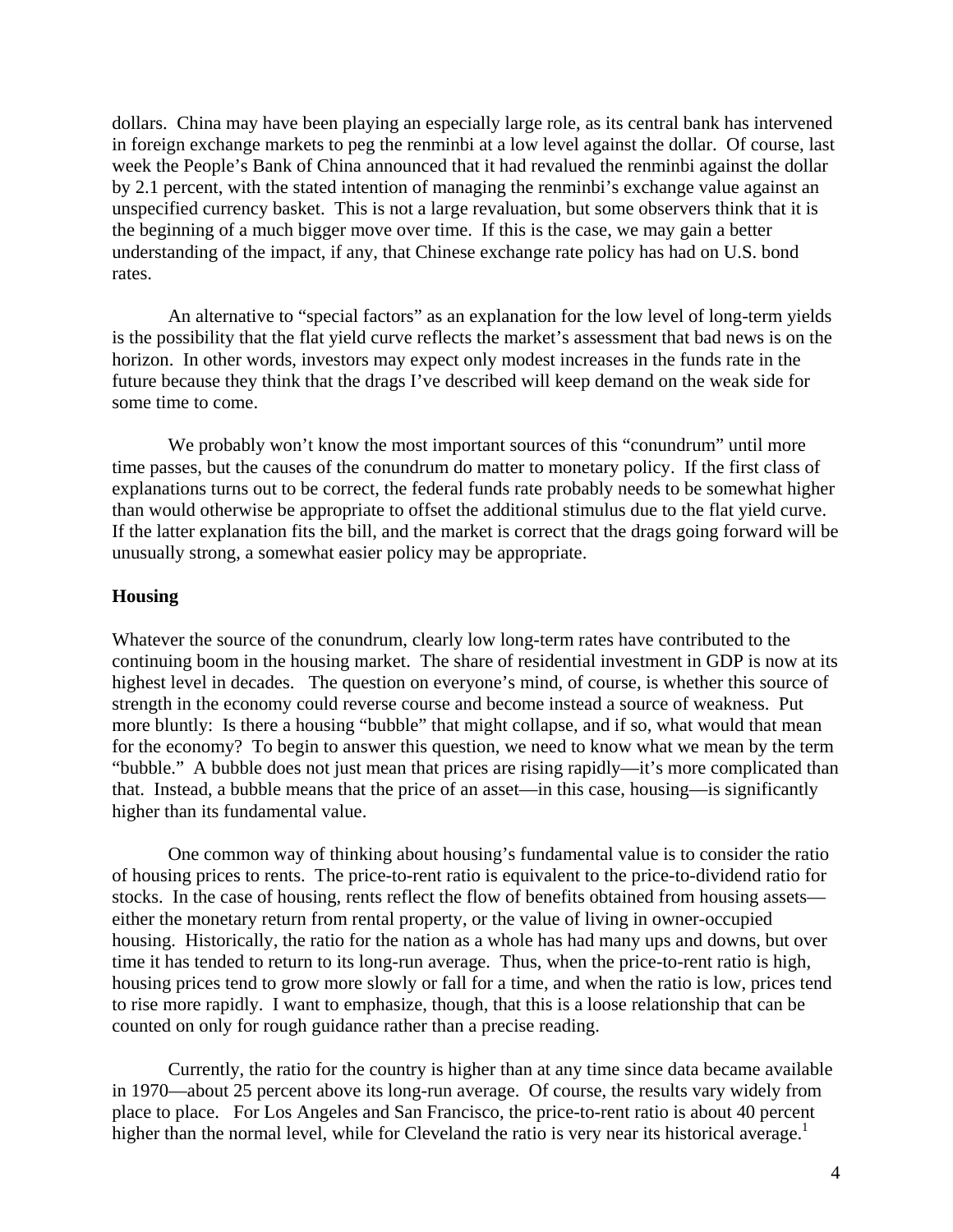dollars. China may have been playing an especially large role, as its central bank has intervened in foreign exchange markets to peg the renminbi at a low level against the dollar. Of course, last week the People's Bank of China announced that it had revalued the renminbi against the dollar by 2.1 percent, with the stated intention of managing the renminbi's exchange value against an unspecified currency basket. This is not a large revaluation, but some observers think that it is the beginning of a much bigger move over time. If this is the case, we may gain a better understanding of the impact, if any, that Chinese exchange rate policy has had on U.S. bond rates.

An alternative to "special factors" as an explanation for the low level of long-term yields is the possibility that the flat yield curve reflects the market's assessment that bad news is on the horizon. In other words, investors may expect only modest increases in the funds rate in the future because they think that the drags I've described will keep demand on the weak side for some time to come.

We probably won't know the most important sources of this "conundrum" until more time passes, but the causes of the conundrum do matter to monetary policy. If the first class of explanations turns out to be correct, the federal funds rate probably needs to be somewhat higher than would otherwise be appropriate to offset the additional stimulus due to the flat yield curve. If the latter explanation fits the bill, and the market is correct that the drags going forward will be unusually strong, a somewhat easier policy may be appropriate.

**Housing**

Whatever the source of the conundrum, clearly low long-term rates have contributed to the continuing boom in the housing market. The share of residential investment in GDP is now at its highest level in decades. The question on everyone's mind, of course, is whether this source of strength in the economy could reverse course and become instead a source of weakness. Put more bluntly: Is there a housing "bubble" that might collapse, and if so, what would that mean for the economy? To begin to answer this question, we need to know what we mean by the term "bubble." A bubble does not just mean that prices are rising rapidly—it's more complicated than that. Instead, a bubble means that the price of an asset—in this case, housing—is significantly higher than its fundamental value.

One common way of thinking about housing's fundamental value is to consider the ratio of housing prices to rents. The price-to-rent ratio is equivalent to the price-to-dividend ratio for stocks. In the case of housing, rents reflect the flow of benefits obtained from housing assets—either the monetary return from rental property, or the value of living in owner-occupied housing. Historically, the ratio for the nation as a whole has had many ups and downs, but over time it has tended to return to its long-run average. Thus, when the price-to-rent ratio is high, housing prices tend to grow more slowly or fall for a time, and when the ratio is low, prices tend to rise more rapidly. I want to emphasize, though, that this is a loose relationship that can be counted on only for rough guidance rather than a precise reading.

Currently, the ratio for the country is higher than at any time since data became available in 1970—about 25 percent above its long-run average. Of course, the results vary widely from place to place. For Los Angeles and San Francisco, the price-to-rent ratio is about 40 percent higher than the normal level, while for Cleveland the ratio is very near its historical average.[1]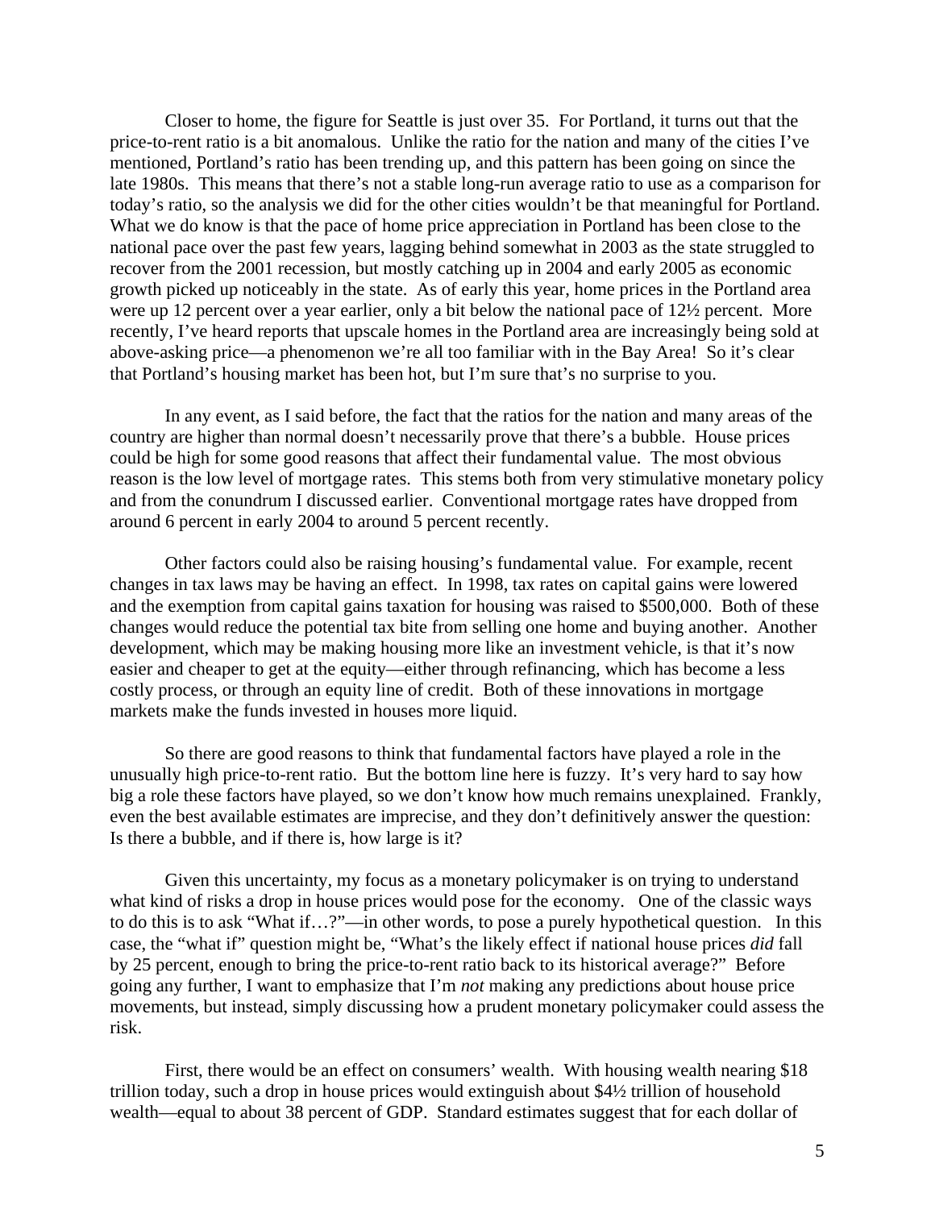Closer to home, the figure for Seattle is just over 35. For Portland, it turns out that the price-to-rent ratio is a bit anomalous. Unlike the ratio for the nation and many of the cities I've mentioned, Portland's ratio has been trending up, and this pattern has been going on since the late 1980s. This means that there's not a stable long-run average ratio to use as a comparison for today's ratio, so the analysis we did for the other cities wouldn't be that meaningful for Portland. What we do know is that the pace of home price appreciation in Portland has been close to the national pace over the past few years, lagging behind somewhat in 2003 as the state struggled to recover from the 2001 recession, but mostly catching up in 2004 and early 2005 as economic growth picked up noticeably in the state. As of early this year, home prices in the Portland area were up 12 percent over a year earlier, only a bit below the national pace of 12½ percent. More recently, I've heard reports that upscale homes in the Portland area are increasingly being sold at above-asking price—a phenomenon we're all too familiar with in the Bay Area! So it's clear that Portland's housing market has been hot, but I'm sure that's no surprise to you.

In any event, as I said before, the fact that the ratios for the nation and many areas of the country are higher than normal doesn't necessarily prove that there's a bubble. House prices could be high for some good reasons that affect their fundamental value. The most obvious reason is the low level of mortgage rates. This stems both from very stimulative monetary policy and from the conundrum I discussed earlier. Conventional mortgage rates have dropped from around 6 percent in early 2004 to around 5 percent recently.

Other factors could also be raising housing's fundamental value. For example, recent changes in tax laws may be having an effect. In 1998, tax rates on capital gains were lowered and the exemption from capital gains taxation for housing was raised to $500,000. Both of these changes would reduce the potential tax bite from selling one home and buying another. Another development, which may be making housing more like an investment vehicle, is that it's now easier and cheaper to get at the equity—either through refinancing, which has become a less costly process, or through an equity line of credit. Both of these innovations in mortgage markets make the funds invested in houses more liquid.

So there are good reasons to think that fundamental factors have played a role in the unusually high price-to-rent ratio. But the bottom line here is fuzzy. It's very hard to say how big a role these factors have played, so we don't know how much remains unexplained. Frankly, even the best available estimates are imprecise, and they don't definitively answer the question: Is there a bubble, and if there is, how large is it?

Given this uncertainty, my focus as a monetary policymaker is on trying to understand what kind of risks a drop in house prices would pose for the economy. One of the classic ways to do this is to ask "What if…?"—in other words, to pose a purely hypothetical question. In this case, the "what if" question might be, "What's the likely effect if national house prices *did* fall by 25 percent, enough to bring the price-to-rent ratio back to its historical average?" Before going any further, I want to emphasize that I'm *not* making any predictions about house price movements, but instead, simply discussing how a prudent monetary policymaker could assess the risk.

First, there would be an effect on consumers' wealth. With housing wealth nearing $18 trillion today, such a drop in house prices would extinguish about $4½ trillion of household wealth—equal to about 38 percent of GDP. Standard estimates suggest that for each dollar of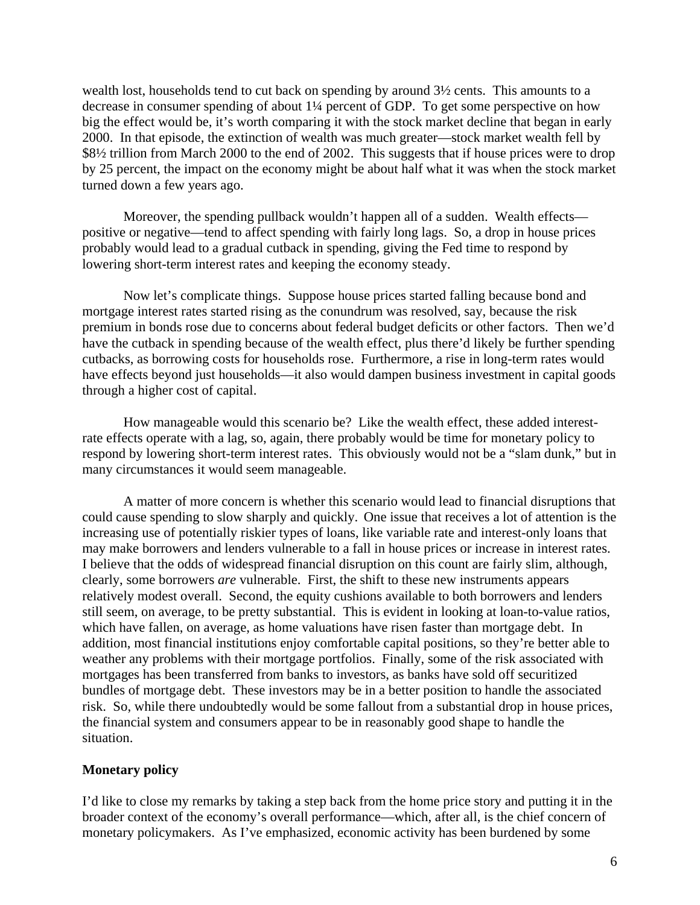wealth lost, households tend to cut back on spending by around 3½ cents. This amounts to a decrease in consumer spending of about 1¼ percent of GDP. To get some perspective on how big the effect would be, it's worth comparing it with the stock market decline that began in early 2000. In that episode, the extinction of wealth was much greater—stock market wealth fell by $8½ trillion from March 2000 to the end of 2002. This suggests that if house prices were to drop by 25 percent, the impact on the economy might be about half what it was when the stock market turned down a few years ago.

Moreover, the spending pullback wouldn't happen all of a sudden. Wealth effects—positive or negative—tend to affect spending with fairly long lags. So, a drop in house prices probably would lead to a gradual cutback in spending, giving the Fed time to respond by lowering short-term interest rates and keeping the economy steady.

Now let's complicate things. Suppose house prices started falling because bond and mortgage interest rates started rising as the conundrum was resolved, say, because the risk premium in bonds rose due to concerns about federal budget deficits or other factors. Then we'd have the cutback in spending because of the wealth effect, plus there'd likely be further spending cutbacks, as borrowing costs for households rose. Furthermore, a rise in long-term rates would have effects beyond just households—it also would dampen business investment in capital goods through a higher cost of capital.

How manageable would this scenario be? Like the wealth effect, these added interest-rate effects operate with a lag, so, again, there probably would be time for monetary policy to respond by lowering short-term interest rates. This obviously would not be a "slam dunk," but in many circumstances it would seem manageable.

A matter of more concern is whether this scenario would lead to financial disruptions that could cause spending to slow sharply and quickly. One issue that receives a lot of attention is the increasing use of potentially riskier types of loans, like variable rate and interest-only loans that may make borrowers and lenders vulnerable to a fall in house prices or increase in interest rates. I believe that the odds of widespread financial disruption on this count are fairly slim, although, clearly, some borrowers *are* vulnerable. First, the shift to these new instruments appears relatively modest overall. Second, the equity cushions available to both borrowers and lenders still seem, on average, to be pretty substantial. This is evident in looking at loan-to-value ratios, which have fallen, on average, as home valuations have risen faster than mortgage debt. In addition, most financial institutions enjoy comfortable capital positions, so they're better able to weather any problems with their mortgage portfolios. Finally, some of the risk associated with mortgages has been transferred from banks to investors, as banks have sold off securitized bundles of mortgage debt. These investors may be in a better position to handle the associated risk. So, while there undoubtedly would be some fallout from a substantial drop in house prices, the financial system and consumers appear to be in reasonably good shape to handle the situation.

## Monetary policy

I'd like to close my remarks by taking a step back from the home price story and putting it in the broader context of the economy's overall performance—which, after all, is the chief concern of monetary policymakers. As I've emphasized, economic activity has been burdened by some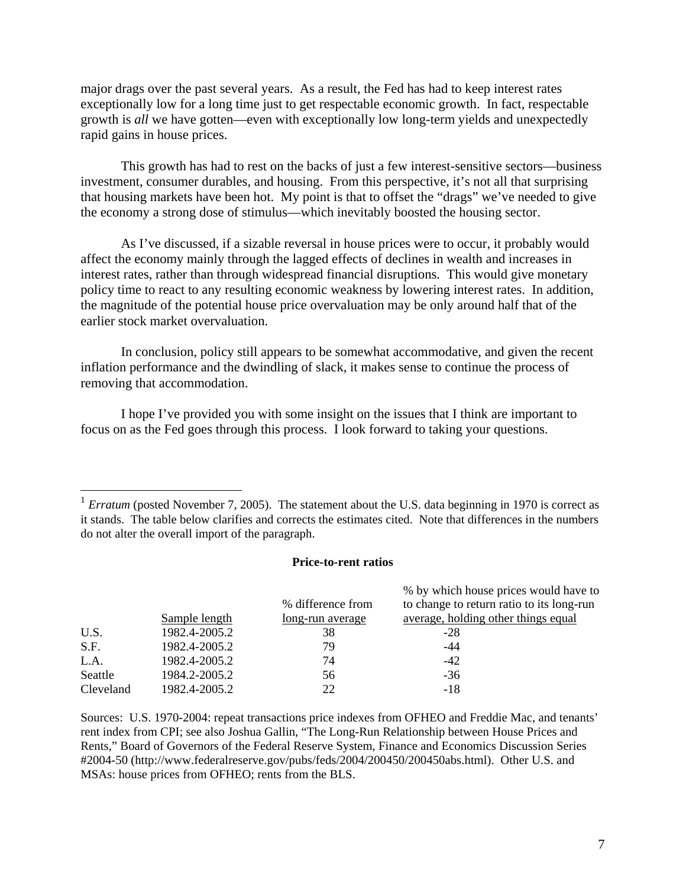major drags over the past several years. As a result, the Fed has had to keep interest rates exceptionally low for a long time just to get respectable economic growth. In fact, respectable growth is *all* we have gotten—even with exceptionally low long-term yields and unexpectedly rapid gains in house prices.

This growth has had to rest on the backs of just a few interest-sensitive sectors—business investment, consumer durables, and housing. From this perspective, it's not all that surprising that housing markets have been hot. My point is that to offset the "drags" we've needed to give the economy a strong dose of stimulus—which inevitably boosted the housing sector.

As I've discussed, if a sizable reversal in house prices were to occur, it probably would affect the economy mainly through the lagged effects of declines in wealth and increases in interest rates, rather than through widespread financial disruptions. This would give monetary policy time to react to any resulting economic weakness by lowering interest rates. In addition, the magnitude of the potential house price overvaluation may be only around half that of the earlier stock market overvaluation.

In conclusion, policy still appears to be somewhat accommodative, and given the recent inflation performance and the dwindling of slack, it makes sense to continue the process of removing that accommodation.

I hope I've provided you with some insight on the issues that I think are important to focus on as the Fed goes through this process. I look forward to taking your questions.

---

[1] *Erratum* (posted November 7, 2005). The statement about the U.S. data beginning in 1970 is correct as it stands. The table below clarifies and corrects the estimates cited. Note that differences in the numbers do not alter the overall import of the paragraph.

**Price-to-rent ratios**

| | Sample length | % difference from long-run average | % by which house prices would have to change to return ratio to its long-run average, holding other things equal |
|---|---|---|---|
| U.S. | 1982.4-2005.2 | 38 | -28 |
| S.F. | 1982.4-2005.2 | 79 | -44 |
| L.A. | 1982.4-2005.2 | 74 | -42 |
| Seattle | 1984.2-2005.2 | 56 | -36 |
| Cleveland | 1982.4-2005.2 | 22 | -18 |

Sources: U.S. 1970-2004: repeat transactions price indexes from OFHEO and Freddie Mac, and tenants' rent index from CPI; see also Joshua Gallin, "The Long-Run Relationship between House Prices and Rents," Board of Governors of the Federal Reserve System, Finance and Economics Discussion Series #2004-50 (http://www.federalreserve.gov/pubs/feds/2004/200450/200450abs.html). Other U.S. and MSAs: house prices from OFHEO; rents from the BLS.